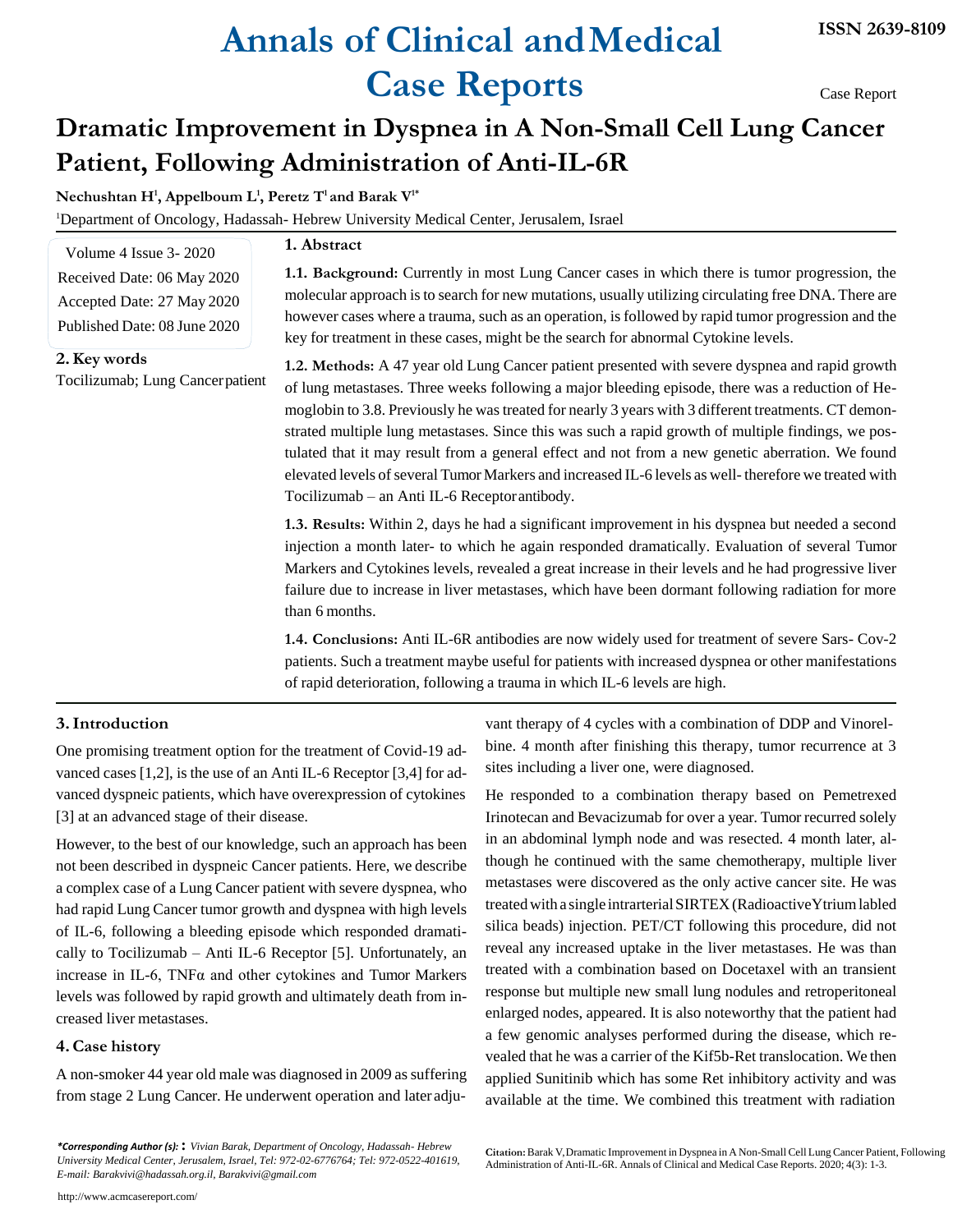# Dramatic Improvement in Dyspnea in A Non-Small Cell Lung Cancer Patient, Following Administration of Anti-IL-6R

**Nechushtan H[1], Appelboum L[1], Peretz T[1] and Barak V[1*]**

[1]Department of Oncology, Hadassah- Hebrew University Medical Center, Jerusalem, Israel

Volume 4 Issue 3- 2020
Received Date: 06 May 2020
Accepted Date: 27 May 2020
Published Date: 08 June 2020

## 1. Abstract

**1.1. Background:** Currently in most Lung Cancer cases in which there is tumor progression, the molecular approach is to search for new mutations, usually utilizing circulating free DNA. There are however cases where a trauma, such as an operation, is followed by rapid tumor progression and the key for treatment in these cases, might be the search for abnormal Cytokine levels.

**1.2. Methods:** A 47 year old Lung Cancer patient presented with severe dyspnea and rapid growth of lung metastases. Three weeks following a major bleeding episode, there was a reduction of Hemoglobin to 3.8. Previously he was treated for nearly 3 years with 3 different treatments. CT demonstrated multiple lung metastases. Since this was such a rapid growth of multiple findings, we postulated that it may result from a general effect and not from a new genetic aberration. We found elevated levels of several Tumor Markers and increased IL-6 levels as well- therefore we treated with Tocilizumab – an Anti IL-6 Receptor antibody.

**1.3. Results:** Within 2, days he had a significant improvement in his dyspnea but needed a second injection a month later- to which he again responded dramatically. Evaluation of several Tumor Markers and Cytokines levels, revealed a great increase in their levels and he had progressive liver failure due to increase in liver metastases, which have been dormant following radiation for more than 6 months.

**1.4. Conclusions:** Anti IL-6R antibodies are now widely used for treatment of severe Sars- Cov-2 patients. Such a treatment maybe useful for patients with increased dyspnea or other manifestations of rapid deterioration, following a trauma in which IL-6 levels are high.

## 2. Key words

Tocilizumab; Lung Cancer patient

## 3. Introduction

One promising treatment option for the treatment of Covid-19 advanced cases [1,2], is the use of an Anti IL-6 Receptor [3,4] for advanced dyspneic patients, which have overexpression of cytokines [3] at an advanced stage of their disease.

However, to the best of our knowledge, such an approach has been not been described in dyspneic Cancer patients. Here, we describe a complex case of a Lung Cancer patient with severe dyspnea, who had rapid Lung Cancer tumor growth and dyspnea with high levels of IL-6, following a bleeding episode which responded dramatically to Tocilizumab – Anti IL-6 Receptor [5]. Unfortunately, an increase in IL-6, TNFα and other cytokines and Tumor Markers levels was followed by rapid growth and ultimately death from increased liver metastases.

## 4. Case history

A non-smoker 44 year old male was diagnosed in 2009 as suffering from stage 2 Lung Cancer. He underwent operation and later adjuvant therapy of 4 cycles with a combination of DDP and Vinorelbine. 4 month after finishing this therapy, tumor recurrence at 3 sites including a liver one, were diagnosed.

He responded to a combination therapy based on Pemetrexed Irinotecan and Bevacizumab for over a year. Tumor recurred solely in an abdominal lymph node and was resected. 4 month later, although he continued with the same chemotherapy, multiple liver metastases were discovered as the only active cancer site. He was treated with a single intrarterial SIRTEX (Radioactive Ytrium labled silica beads) injection. PET/CT following this procedure, did not reveal any increased uptake in the liver metastases. He was than treated with a combination based on Docetaxel with an transient response but multiple new small lung nodules and retroperitoneal enlarged nodes, appeared. It is also noteworthy that the patient had a few genomic analyses performed during the disease, which revealed that he was a carrier of the Kif5b-Ret translocation. We then applied Sunitinib which has some Ret inhibitory activity and was available at the time. We combined this treatment with radiation

***Corresponding Author (s):** Vivian Barak, Department of Oncology, Hadassah- Hebrew University Medical Center, Jerusalem, Israel, Tel: 972-02-6776764; Tel: 972-0522-401619, E-mail: Barakvivi@hadassah.org.il, Barakvivi@gmail.com*

**Citation:** Barak V, Dramatic Improvement in Dyspnea in A Non-Small Cell Lung Cancer Patient, Following Administration of Anti-IL-6R. Annals of Clinical and Medical Case Reports. 2020; 4(3): 1-3.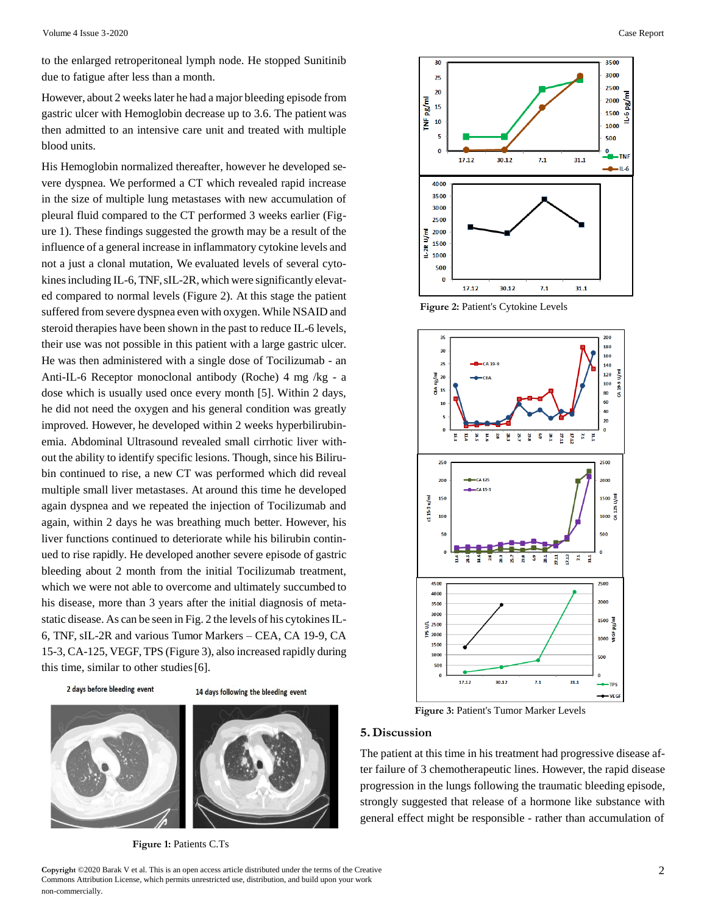to the enlarged retroperitoneal lymph node. He stopped Sunitinib due to fatigue after less than a month.

However, about 2 weeks later he had a major bleeding episode from gastric ulcer with Hemoglobin decrease up to 3.6. The patient was then admitted to an intensive care unit and treated with multiple blood units.

His Hemoglobin normalized thereafter, however he developed severe dyspnea. We performed a CT which revealed rapid increase in the size of multiple lung metastases with new accumulation of pleural fluid compared to the CT performed 3 weeks earlier (Figure 1). These findings suggested the growth may be a result of the influence of a general increase in inflammatory cytokine levels and not a just a clonal mutation, We evaluated levels of several cytokines including IL-6, TNF, sIL-2R, which were significantly elevated compared to normal levels (Figure 2). At this stage the patient suffered from severe dyspnea even with oxygen. While NSAID and steroid therapies have been shown in the past to reduce IL-6 levels, their use was not possible in this patient with a large gastric ulcer. He was then administered with a single dose of Tocilizumab - an Anti-IL-6 Receptor monoclonal antibody (Roche) 4 mg /kg - a dose which is usually used once every month [5]. Within 2 days, he did not need the oxygen and his general condition was greatly improved. However, he developed within 2 weeks hyperbilirubinemia. Abdominal Ultrasound revealed small cirrhotic liver without the ability to identify specific lesions. Though, since his Bilirubin continued to rise, a new CT was performed which did reveal multiple small liver metastases. At around this time he developed again dyspnea and we repeated the injection of Tocilizumab and again, within 2 days he was breathing much better. However, his liver functions continued to deteriorate while his bilirubin continued to rise rapidly. He developed another severe episode of gastric bleeding about 2 month from the initial Tocilizumab treatment, which we were not able to overcome and ultimately succumbed to his disease, more than 3 years after the initial diagnosis of metastatic disease. As can be seen in Fig. 2 the levels of his cytokines IL-6, TNF, sIL-2R and various Tumor Markers – CEA, CA 19-9, CA 15-3, CA-125, VEGF, TPS (Figure 3), also increased rapidly during this time, similar to other studies [6].

2 days before bleeding event          14 days following the bleeding event

**Figure 1:** Patients C.Ts

**Figure 2:** Patient's Cytokine Levels

**Figure 3:** Patient's Tumor Marker Levels

## 5. Discussion

The patient at this time in his treatment had progressive disease after failure of 3 chemotherapeutic lines. However, the rapid disease progression in the lungs following the traumatic bleeding episode, strongly suggested that release of a hormone like substance with general effect might be responsible - rather than accumulation of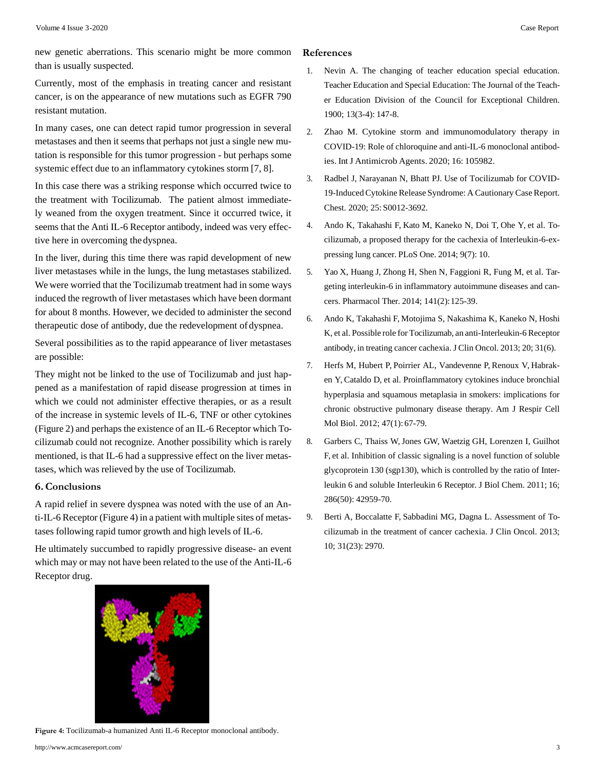new genetic aberrations. This scenario might be more common than is usually suspected.

Currently, most of the emphasis in treating cancer and resistant cancer, is on the appearance of new mutations such as EGFR 790 resistant mutation.

In many cases, one can detect rapid tumor progression in several metastases and then it seems that perhaps not just a single new mutation is responsible for this tumor progression - but perhaps some systemic effect due to an inflammatory cytokines storm [7, 8].

In this case there was a striking response which occurred twice to the treatment with Tocilizumab. The patient almost immediately weaned from the oxygen treatment. Since it occurred twice, it seems that the Anti IL-6 Receptor antibody, indeed was very effective here in overcoming the dyspnea.

In the liver, during this time there was rapid development of new liver metastases while in the lungs, the lung metastases stabilized. We were worried that the Tocilizumab treatment had in some ways induced the regrowth of liver metastases which have been dormant for about 8 months. However, we decided to administer the second therapeutic dose of antibody, due the redevelopment of dyspnea.

Several possibilities as to the rapid appearance of liver metastases are possible:

They might not be linked to the use of Tocilizumab and just happened as a manifestation of rapid disease progression at times in which we could not administer effective therapies, or as a result of the increase in systemic levels of IL-6, TNF or other cytokines (Figure 2) and perhaps the existence of an IL-6 Receptor which Tocilizumab could not recognize. Another possibility which is rarely mentioned, is that IL-6 had a suppressive effect on the liver metastases, which was relieved by the use of Tocilizumab.

## 6. Conclusions

A rapid relief in severe dyspnea was noted with the use of an Anti-IL-6 Receptor (Figure 4) in a patient with multiple sites of metastases following rapid tumor growth and high levels of IL-6.

He ultimately succumbed to rapidly progressive disease- an event which may or may not have been related to the use of the Anti-IL-6 Receptor drug.

**Figure 4:** Tocilizumab-a humanized Anti IL-6 Receptor monoclonal antibody.

## References

1. Nevin A. The changing of teacher education special education. Teacher Education and Special Education: The Journal of the Teacher Education Division of the Council for Exceptional Children. 1900; 13(3-4): 147-8.
2. Zhao M. Cytokine storm and immunomodulatory therapy in COVID-19: Role of chloroquine and anti-IL-6 monoclonal antibodies. Int J Antimicrob Agents. 2020; 16: 105982.
3. Radbel J, Narayanan N, Bhatt PJ. Use of Tocilizumab for COVID-19-Induced Cytokine Release Syndrome: A Cautionary Case Report. Chest. 2020; 25: S0012-3692.
4. Ando K, Takahashi F, Kato M, Kaneko N, Doi T, Ohe Y, et al. Tocilizumab, a proposed therapy for the cachexia of Interleukin-6-expressing lung cancer. PLoS One. 2014; 9(7): 10.
5. Yao X, Huang J, Zhong H, Shen N, Faggioni R, Fung M, et al. Targeting interleukin-6 in inflammatory autoimmune diseases and cancers. Pharmacol Ther. 2014; 141(2): 125-39.
6. Ando K, Takahashi F, Motojima S, Nakashima K, Kaneko N, Hoshi K, et al. Possible role for Tocilizumab, an anti-Interleukin-6 Receptor antibody, in treating cancer cachexia. J Clin Oncol. 2013; 20; 31(6).
7. Herfs M, Hubert P, Poirrier AL, Vandevenne P, Renoux V, Habraken Y, Cataldo D, et al. Proinflammatory cytokines induce bronchial hyperplasia and squamous metaplasia in smokers: implications for chronic obstructive pulmonary disease therapy. Am J Respir Cell Mol Biol. 2012; 47(1): 67-79.
8. Garbers C, Thaiss W, Jones GW, Waetzig GH, Lorenzen I, Guilhot F, et al. Inhibition of classic signaling is a novel function of soluble glycoprotein 130 (sgp130), which is controlled by the ratio of Interleukin 6 and soluble Interleukin 6 Receptor. J Biol Chem. 2011; 16; 286(50): 42959-70.
9. Berti A, Boccalatte F, Sabbadini MG, Dagna L. Assessment of Tocilizumab in the treatment of cancer cachexia. J Clin Oncol. 2013; 10; 31(23): 2970.